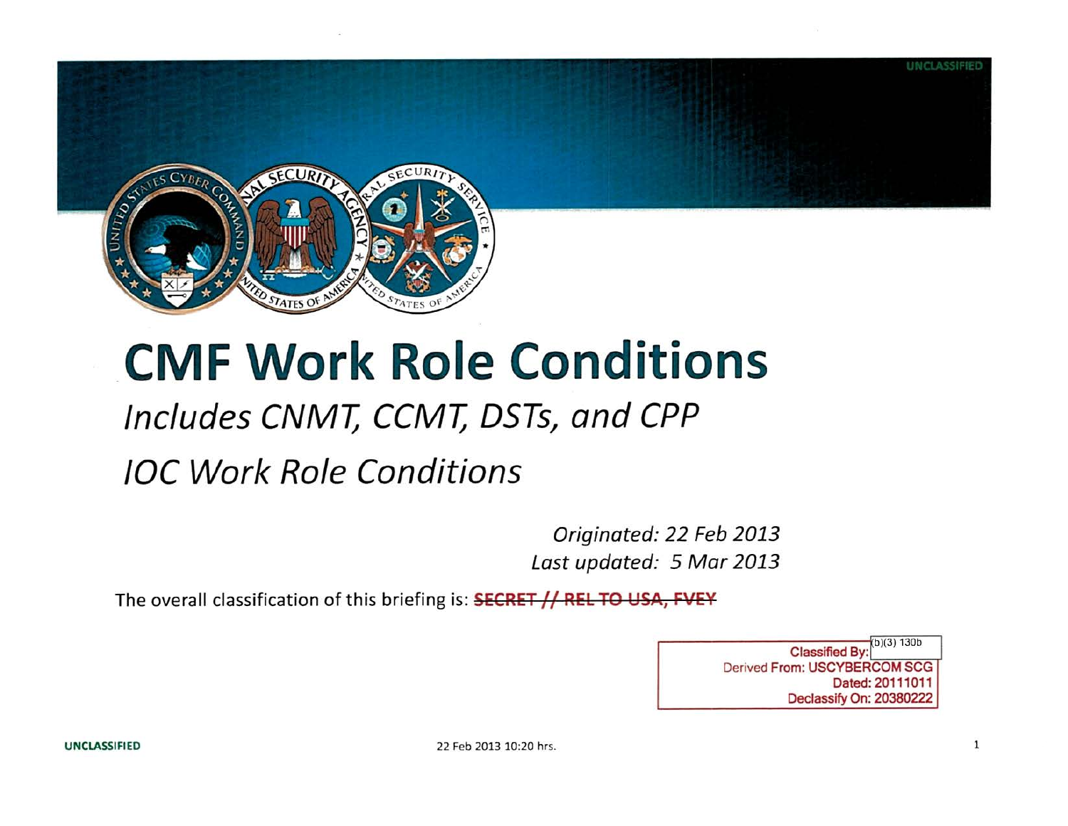UNCLASSIFIED

# CMF Work Role Conditions

## *Includes CNMT, CCMT, DSTs, and CPP*

## *IOC Work Role Conditions*

*Originated: 22 Feb 2013*
*Last updated: 5 Mar 2013*

The overall classification of this briefing is: ~~SECRET // REL TO USA, FVEY~~

Classified By: (b)(3) 130b
Derived From: USCYBERCOM SCG
Dated: 20111011
Declassify On: 20380222

UNCLASSIFIED

22 Feb 2013 10:20 hrs.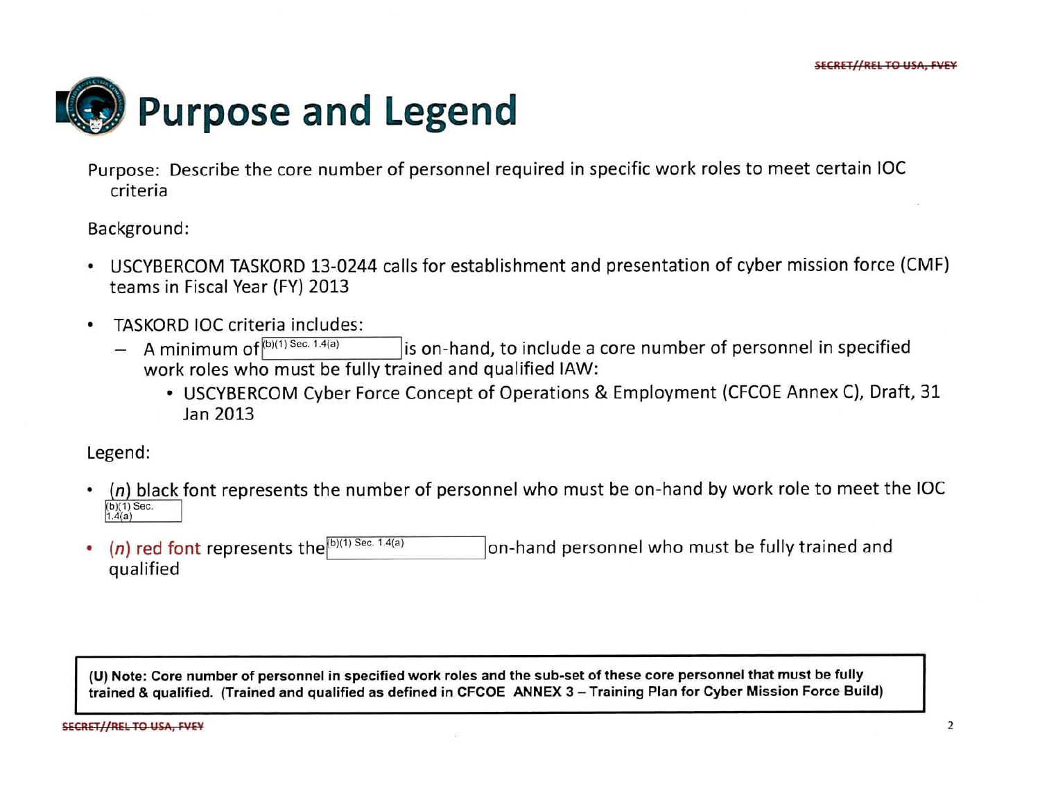# Purpose and Legend

Purpose: Describe the core number of personnel required in specific work roles to meet certain IOC criteria

Background:

- USCYBERCOM TASKORD 13-0244 calls for establishment and presentation of cyber mission force (CMF) teams in Fiscal Year (FY) 2013
- TASKORD IOC criteria includes:
  - A minimum of (b)(1) Sec. 1.4(a) is on-hand, to include a core number of personnel in specified work roles who must be fully trained and qualified IAW:
    - USCYBERCOM Cyber Force Concept of Operations & Employment (CFCOE Annex C), Draft, 31 Jan 2013

Legend:

- (*n*) black font represents the number of personnel who must be on-hand by work role to meet the IOC (b)(1) Sec. 1.4(a)
- (*n*) red font represents the (b)(1) Sec. 1.4(a) on-hand personnel who must be fully trained and qualified

**(U) Note: Core number of personnel in specified work roles and the sub-set of these core personnel that must be fully trained & qualified. (Trained and qualified as defined in CFCOE ANNEX 3 – Training Plan for Cyber Mission Force Build)**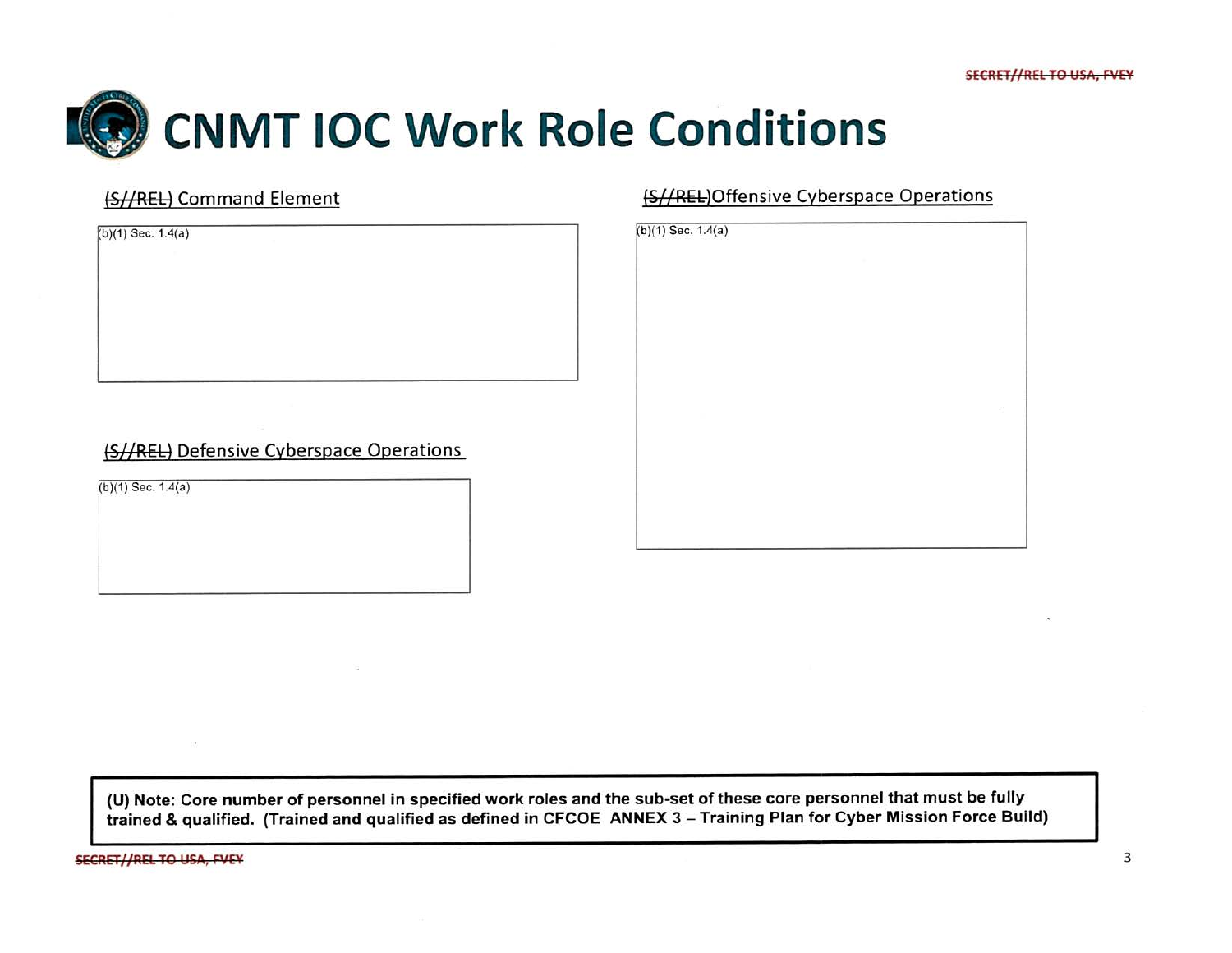# CNMT IOC Work Role Conditions

## ~~(S//REL)~~ Command Element

(b)(1) Sec. 1.4(a)

## ~~(S//REL)~~ Defensive Cyberspace Operations

(b)(1) Sec. 1.4(a)

## ~~(S//REL)~~ Offensive Cyberspace Operations

(b)(1) Sec. 1.4(a)

**(U) Note: Core number of personnel in specified work roles and the sub-set of these core personnel that must be fully trained & qualified. (Trained and qualified as defined in CFCOE ANNEX 3 – Training Plan for Cyber Mission Force Build)**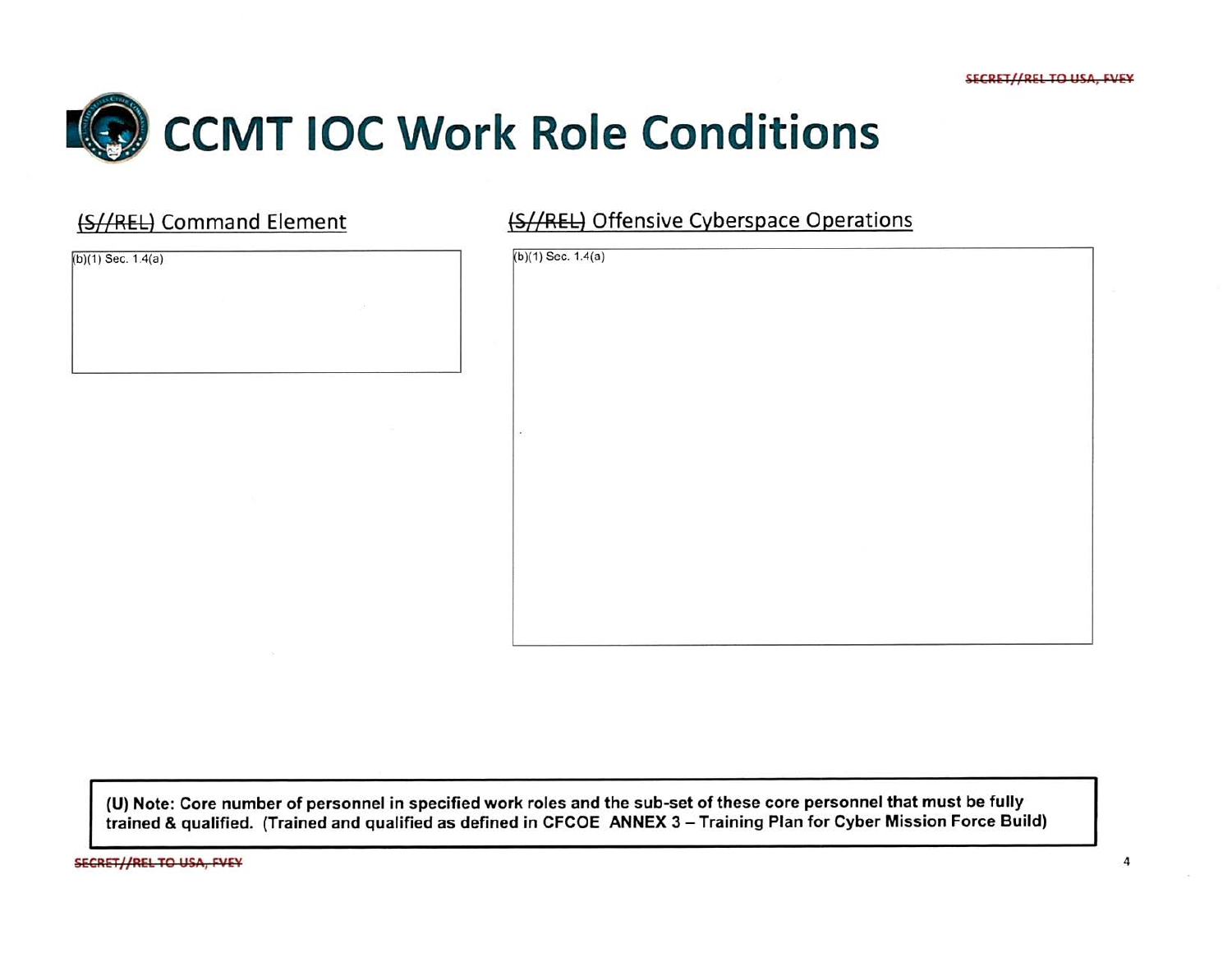# CCMT IOC Work Role Conditions

## (S//REL) Command Element

(b)(1) Sec. 1.4(a)

## (S//REL) Offensive Cyberspace Operations

(b)(1) Sec. 1.4(a)

**(U) Note: Core number of personnel in specified work roles and the sub-set of these core personnel that must be fully trained & qualified. (Trained and qualified as defined in CFCOE ANNEX 3 – Training Plan for Cyber Mission Force Build)**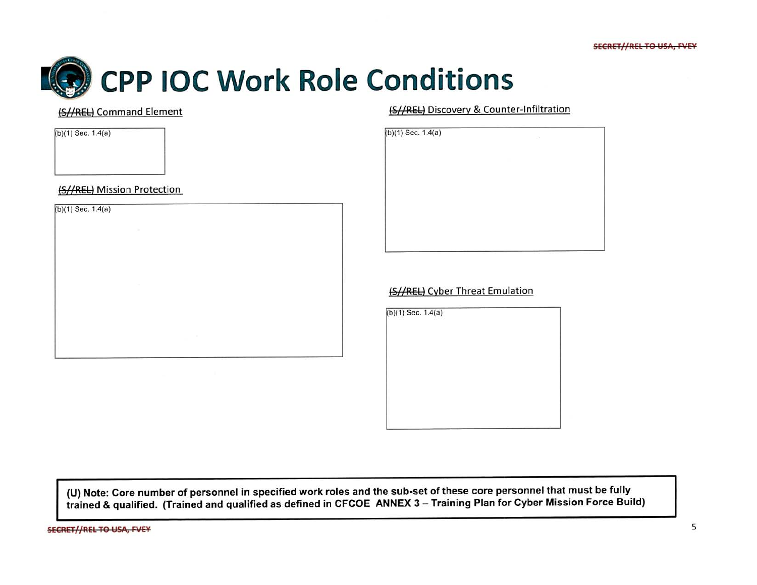# CPP IOC Work Role Conditions

(S//REL) Command Element

(b)(1) Sec. 1.4(a)

(S//REL) Mission Protection

(b)(1) Sec. 1.4(a)

(S//REL) Discovery & Counter-Infiltration

(b)(1) Sec. 1.4(a)

(S//REL) Cyber Threat Emulation

(b)(1) Sec. 1.4(a)

**(U) Note: Core number of personnel in specified work roles and the sub-set of these core personnel that must be fully trained & qualified. (Trained and qualified as defined in CFCOE ANNEX 3 – Training Plan for Cyber Mission Force Build)**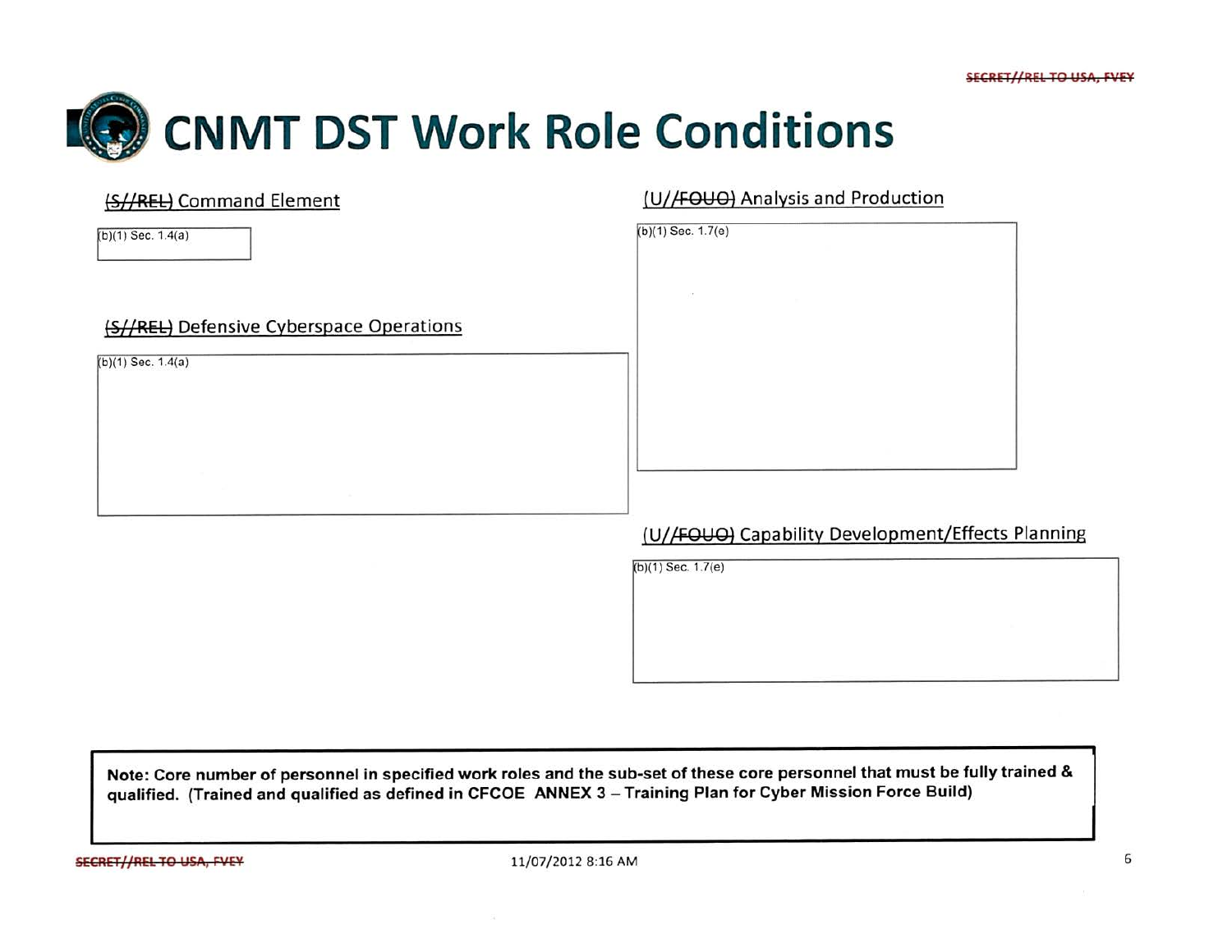# CNMT DST Work Role Conditions

## (S//REL) Command Element

(b)(1) Sec. 1.4(a)

## (S//REL) Defensive Cyberspace Operations

(b)(1) Sec. 1.4(a)

## (U//FOUO) Analysis and Production

(b)(1) Sec. 1.7(e)

## (U//FOUO) Capability Development/Effects Planning

(b)(1) Sec. 1.7(e)

**Note: Core number of personnel in specified work roles and the sub-set of these core personnel that must be fully trained & qualified. (Trained and qualified as defined in CFCOE ANNEX 3 – Training Plan for Cyber Mission Force Build)**

11/07/2012 8:16 AM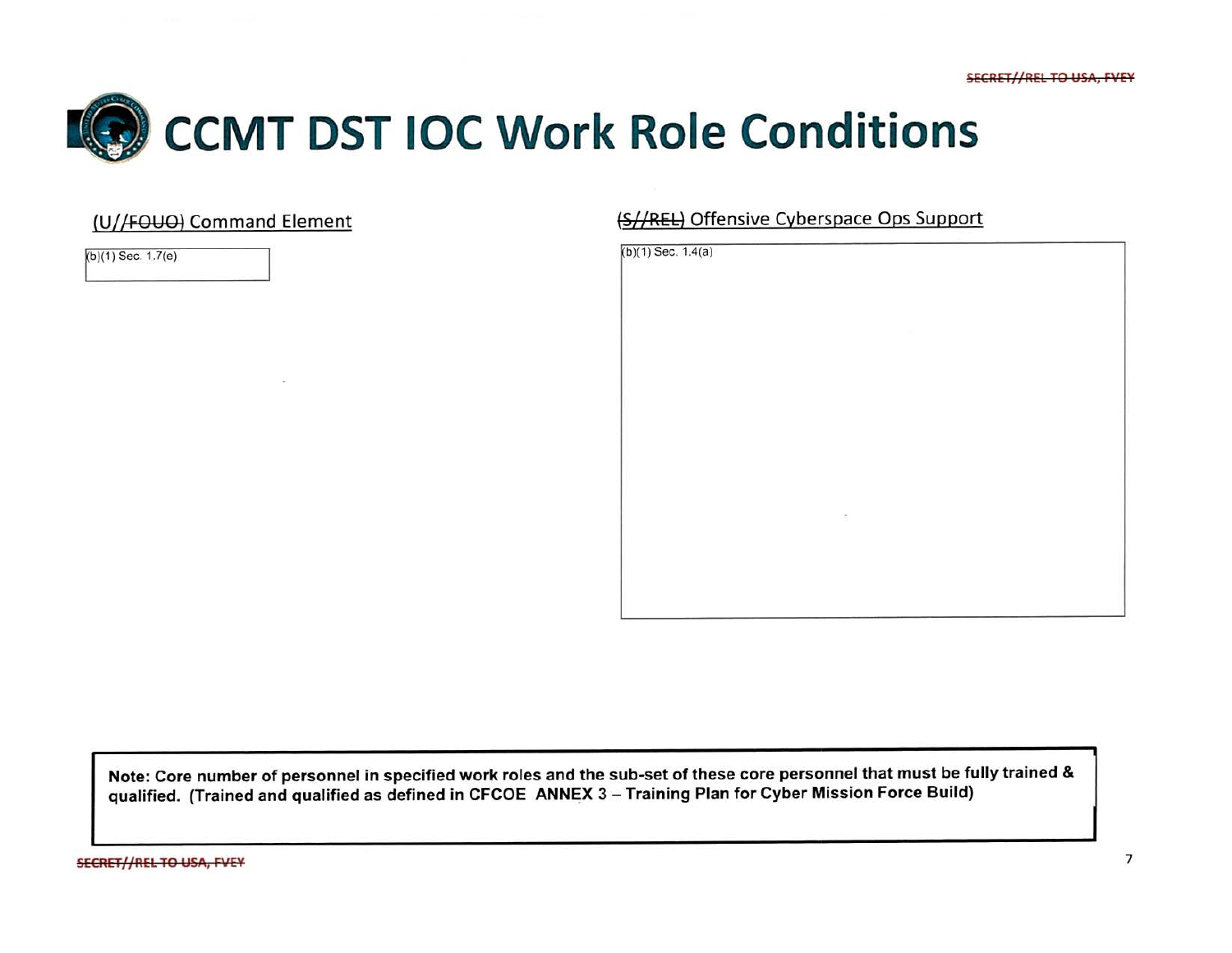# CCMT DST IOC Work Role Conditions

## (U//~~FOUO~~) Command Element

(b)(1) Sec. 1.7(e)

## ~~(S//REL)~~ Offensive Cyberspace Ops Support

(b)(1) Sec. 1.4(a)

**Note: Core number of personnel in specified work roles and the sub-set of these core personnel that must be fully trained & qualified. (Trained and qualified as defined in CFCOE ANNEX 3 – Training Plan for Cyber Mission Force Build)**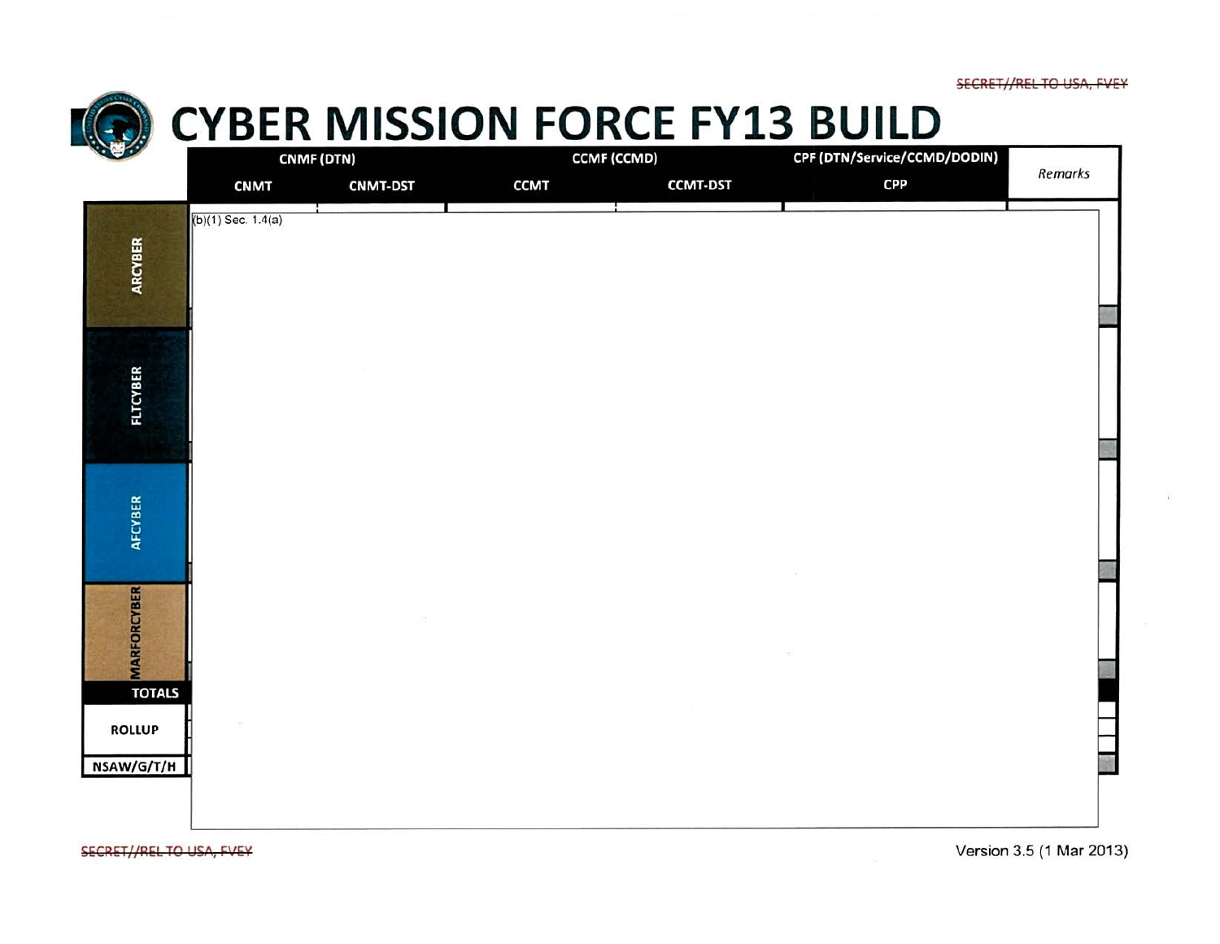# CYBER MISSION FORCE FY13 BUILD

| | CNMF (DTN) | | CCMF (CCMD) | | CPF (DTN/Service/CCMD/DODIN) | Remarks |
|---|---|---|---|---|---|---|
| | CNMT | CNMT-DST | CCMT | CCMT-DST | CPP | |
| ARCYBER | (b)(1) Sec. 1.4(a) | | | | | |
| FLTCYBER | | | | | | |
| AFCYBER | | | | | | |
| MARFORCYBER | | | | | | |
| TOTALS | | | | | | |
| ROLLUP | | | | | | |
| NSAW/G/T/H | | | | | | |

Version 3.5 (1 Mar 2013)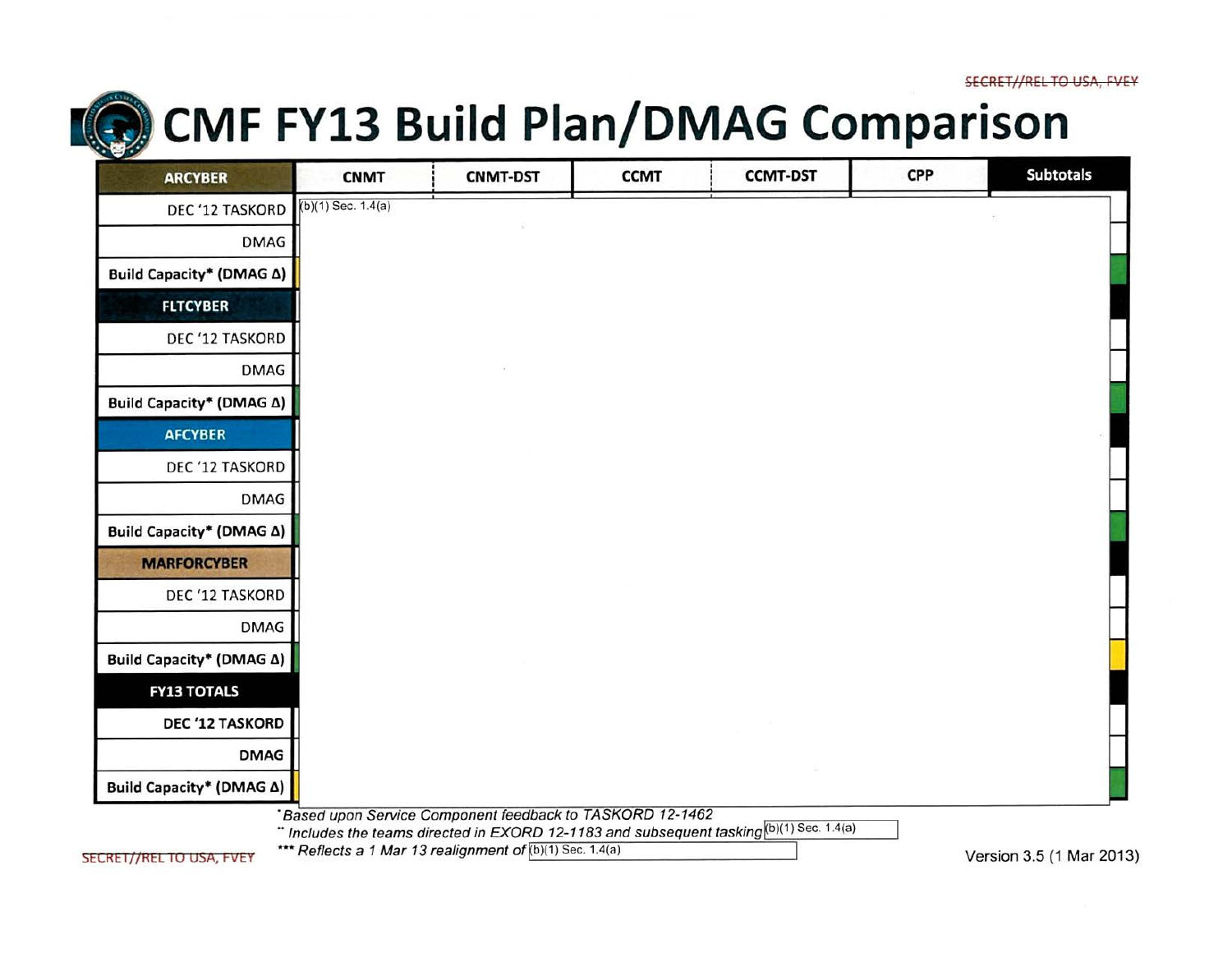SECRET//REL TO USA, FVEY

# CMF FY13 Build Plan/DMAG Comparison

| | CNMT | CNMT-DST | CCMT | CCMT-DST | CPP | Subtotals |
|---|---|---|---|---|---|---|
| **ARCYBER** | | | | | | |
| DEC '12 TASKORD | (b)(1) Sec. 1.4(a) | | | | | |
| DMAG | | | | | | |
| **Build Capacity* (DMAG Δ)** | | | | | | |
| **FLTCYBER** | | | | | | |
| DEC '12 TASKORD | | | | | | |
| DMAG | | | | | | |
| **Build Capacity* (DMAG Δ)** | | | | | | |
| **AFCYBER** | | | | | | |
| DEC '12 TASKORD | | | | | | |
| DMAG | | | | | | |
| **Build Capacity* (DMAG Δ)** | | | | | | |
| **MARFORCYBER** | | | | | | |
| DEC '12 TASKORD | | | | | | |
| DMAG | | | | | | |
| **Build Capacity* (DMAG Δ)** | | | | | | |
| **FY13 TOTALS** | | | | | | |
| **DEC '12 TASKORD** | | | | | | |
| **DMAG** | | | | | | |
| **Build Capacity* (DMAG Δ)** | | | | | | |

*\*Based upon Service Component feedback to TASKORD 12-1462*

*\*\* Includes the teams directed in EXORD 12-1183 and subsequent tasking* (b)(1) Sec. 1.4(a)

*\*\*\* Reflects a 1 Mar 13 realignment of* (b)(1) Sec. 1.4(a)

SECRET//REL TO USA, FVEY

Version 3.5 (1 Mar 2013)